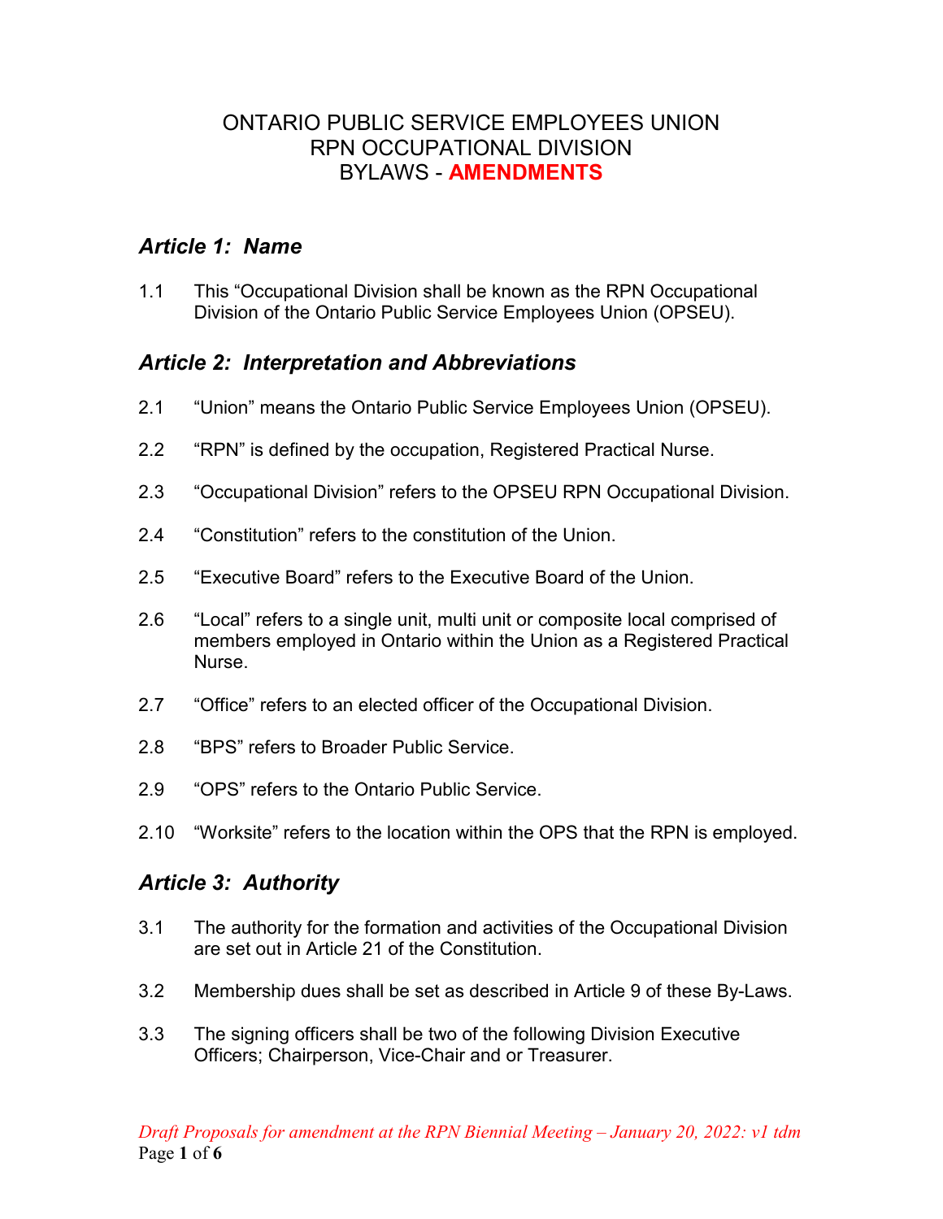# ONTARIO PUBLIC SERVICE EMPLOYEES UNION
# RPN OCCUPATIONAL DIVISION
# BYLAWS - **AMENDMENTS**

## *Article 1: Name*

1.1 This "Occupational Division shall be known as the RPN Occupational Division of the Ontario Public Service Employees Union (OPSEU).

## *Article 2: Interpretation and Abbreviations*

2.1 "Union" means the Ontario Public Service Employees Union (OPSEU).

2.2 "RPN" is defined by the occupation, Registered Practical Nurse.

2.3 "Occupational Division" refers to the OPSEU RPN Occupational Division.

2.4 "Constitution" refers to the constitution of the Union.

2.5 "Executive Board" refers to the Executive Board of the Union.

2.6 "Local" refers to a single unit, multi unit or composite local comprised of members employed in Ontario within the Union as a Registered Practical Nurse.

2.7 "Office" refers to an elected officer of the Occupational Division.

2.8 "BPS" refers to Broader Public Service.

2.9 "OPS" refers to the Ontario Public Service.

2.10 "Worksite" refers to the location within the OPS that the RPN is employed.

## *Article 3: Authority*

3.1 The authority for the formation and activities of the Occupational Division are set out in Article 21 of the Constitution.

3.2 Membership dues shall be set as described in Article 9 of these By-Laws.

3.3 The signing officers shall be two of the following Division Executive Officers; Chairperson, Vice-Chair and or Treasurer.

*Draft Proposals for amendment at the RPN Biennial Meeting – January 20, 2022: v1 tdm*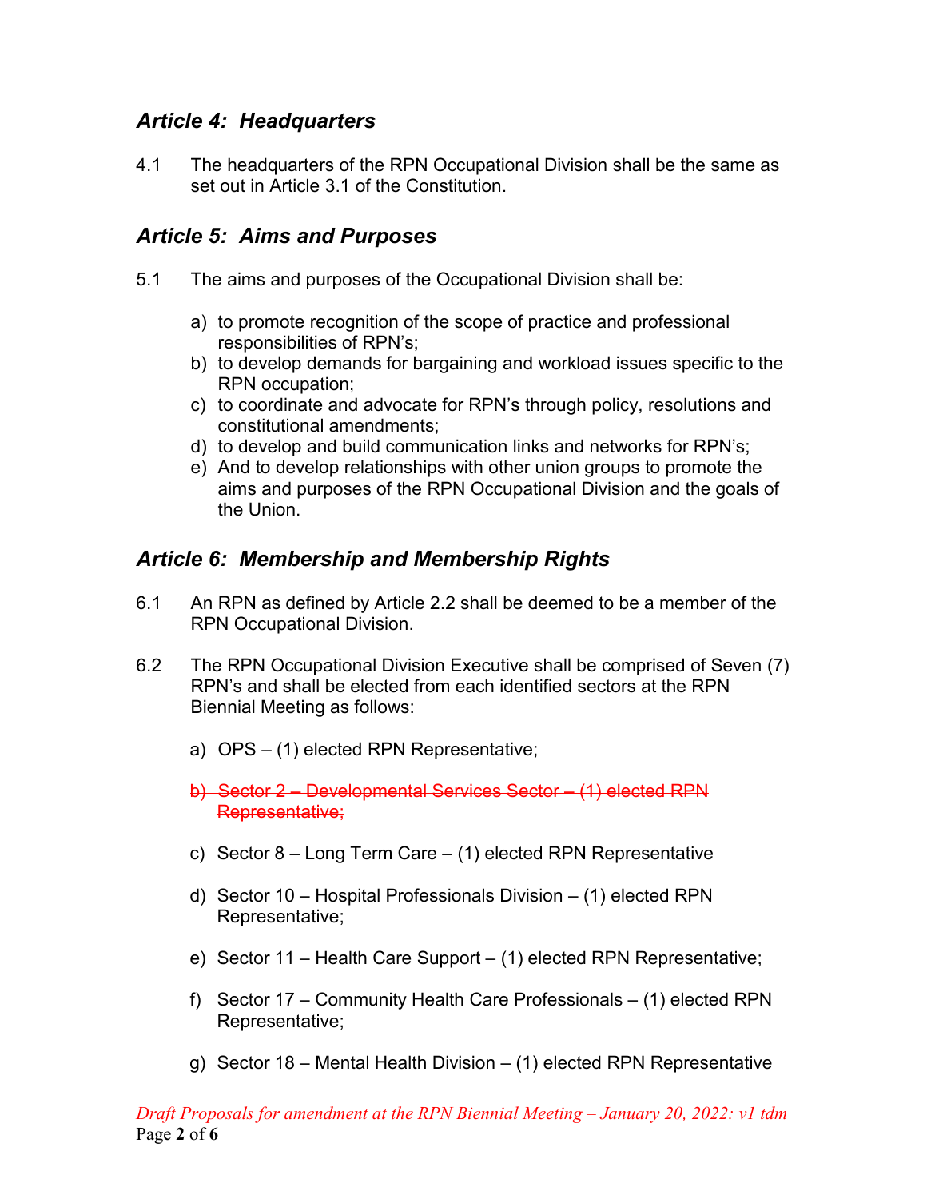## *Article 4: Headquarters*

4.1 The headquarters of the RPN Occupational Division shall be the same as set out in Article 3.1 of the Constitution.

## *Article 5: Aims and Purposes*

5.1 The aims and purposes of the Occupational Division shall be:

a) to promote recognition of the scope of practice and professional responsibilities of RPN's;
b) to develop demands for bargaining and workload issues specific to the RPN occupation;
c) to coordinate and advocate for RPN's through policy, resolutions and constitutional amendments;
d) to develop and build communication links and networks for RPN's;
e) And to develop relationships with other union groups to promote the aims and purposes of the RPN Occupational Division and the goals of the Union.

## *Article 6: Membership and Membership Rights*

6.1 An RPN as defined by Article 2.2 shall be deemed to be a member of the RPN Occupational Division.

6.2 The RPN Occupational Division Executive shall be comprised of Seven (7) RPN's and shall be elected from each identified sectors at the RPN Biennial Meeting as follows:

a) OPS – (1) elected RPN Representative;

~~b) Sector 2 – Developmental Services Sector – (1) elected RPN Representative;~~

c) Sector 8 – Long Term Care – (1) elected RPN Representative

d) Sector 10 – Hospital Professionals Division – (1) elected RPN Representative;

e) Sector 11 – Health Care Support – (1) elected RPN Representative;

f) Sector 17 – Community Health Care Professionals – (1) elected RPN Representative;

g) Sector 18 – Mental Health Division – (1) elected RPN Representative

*Draft Proposals for amendment at the RPN Biennial Meeting – January 20, 2022: v1 tdm*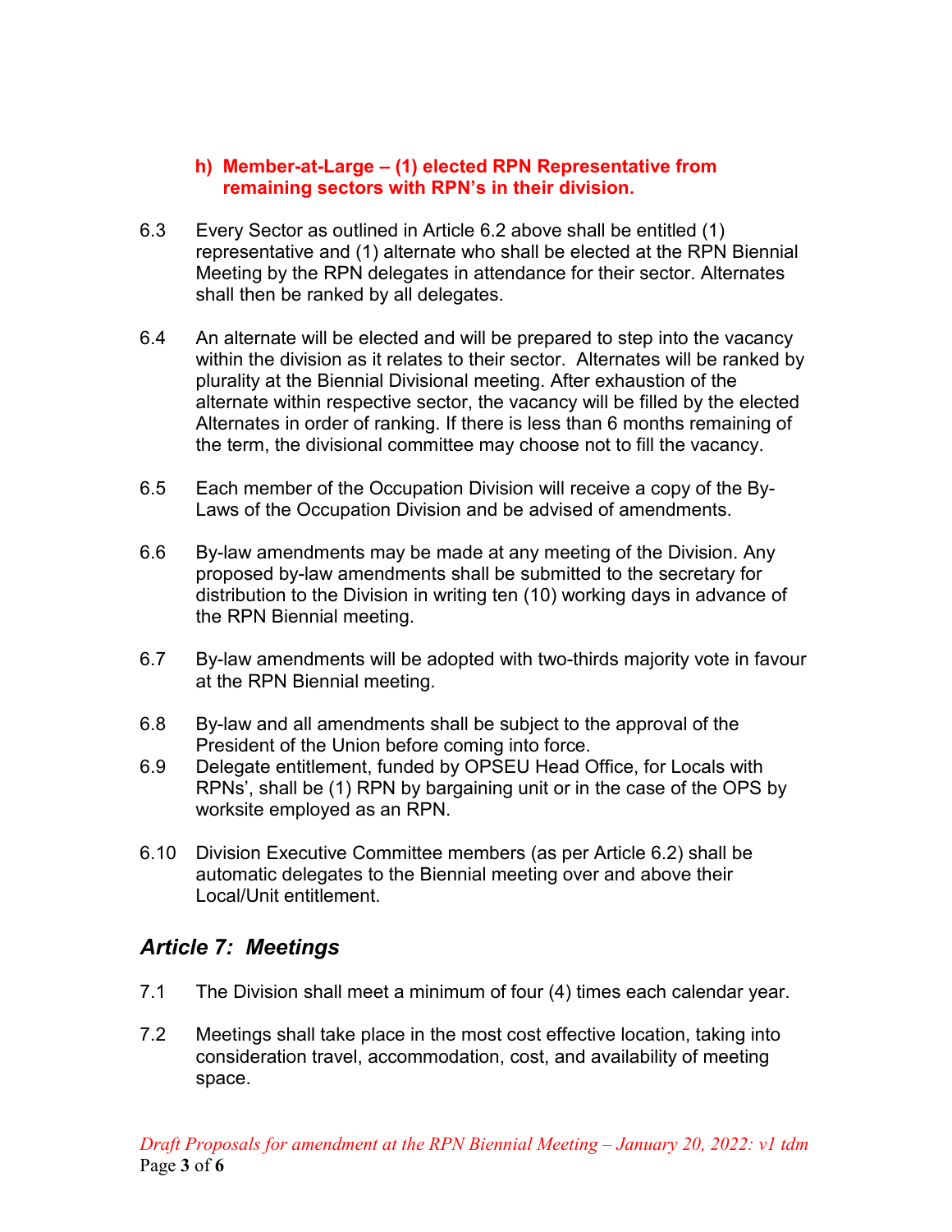**h) Member-at-Large – (1) elected RPN Representative from remaining sectors with RPN's in their division.**

6.3 Every Sector as outlined in Article 6.2 above shall be entitled (1) representative and (1) alternate who shall be elected at the RPN Biennial Meeting by the RPN delegates in attendance for their sector. Alternates shall then be ranked by all delegates.

6.4 An alternate will be elected and will be prepared to step into the vacancy within the division as it relates to their sector. Alternates will be ranked by plurality at the Biennial Divisional meeting. After exhaustion of the alternate within respective sector, the vacancy will be filled by the elected Alternates in order of ranking. If there is less than 6 months remaining of the term, the divisional committee may choose not to fill the vacancy.

6.5 Each member of the Occupation Division will receive a copy of the By-Laws of the Occupation Division and be advised of amendments.

6.6 By-law amendments may be made at any meeting of the Division. Any proposed by-law amendments shall be submitted to the secretary for distribution to the Division in writing ten (10) working days in advance of the RPN Biennial meeting.

6.7 By-law amendments will be adopted with two-thirds majority vote in favour at the RPN Biennial meeting.

6.8 By-law and all amendments shall be subject to the approval of the President of the Union before coming into force.

6.9 Delegate entitlement, funded by OPSEU Head Office, for Locals with RPNs', shall be (1) RPN by bargaining unit or in the case of the OPS by worksite employed as an RPN.

6.10 Division Executive Committee members (as per Article 6.2) shall be automatic delegates to the Biennial meeting over and above their Local/Unit entitlement.

## *Article 7: Meetings*

7.1 The Division shall meet a minimum of four (4) times each calendar year.

7.2 Meetings shall take place in the most cost effective location, taking into consideration travel, accommodation, cost, and availability of meeting space.

*Draft Proposals for amendment at the RPN Biennial Meeting – January 20, 2022: v1 tdm*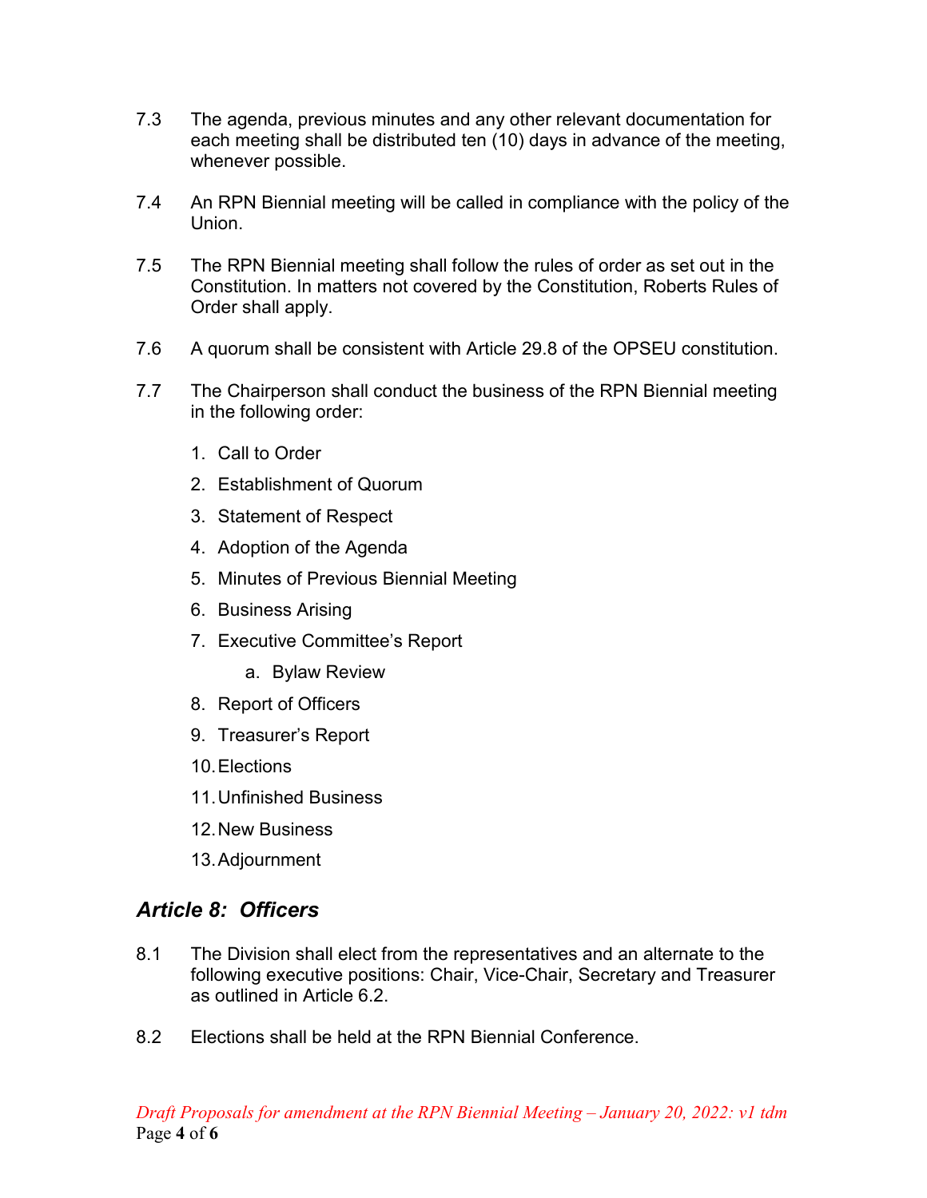7.3 The agenda, previous minutes and any other relevant documentation for each meeting shall be distributed ten (10) days in advance of the meeting, whenever possible.

7.4 An RPN Biennial meeting will be called in compliance with the policy of the Union.

7.5 The RPN Biennial meeting shall follow the rules of order as set out in the Constitution. In matters not covered by the Constitution, Roberts Rules of Order shall apply.

7.6 A quorum shall be consistent with Article 29.8 of the OPSEU constitution.

7.7 The Chairperson shall conduct the business of the RPN Biennial meeting in the following order:

1. Call to Order
2. Establishment of Quorum
3. Statement of Respect
4. Adoption of the Agenda
5. Minutes of Previous Biennial Meeting
6. Business Arising
7. Executive Committee's Report
    a. Bylaw Review
8. Report of Officers
9. Treasurer's Report
10. Elections
11. Unfinished Business
12. New Business
13. Adjournment

## *Article 8: Officers*

8.1 The Division shall elect from the representatives and an alternate to the following executive positions: Chair, Vice-Chair, Secretary and Treasurer as outlined in Article 6.2.

8.2 Elections shall be held at the RPN Biennial Conference.

*Draft Proposals for amendment at the RPN Biennial Meeting – January 20, 2022: v1 tdm*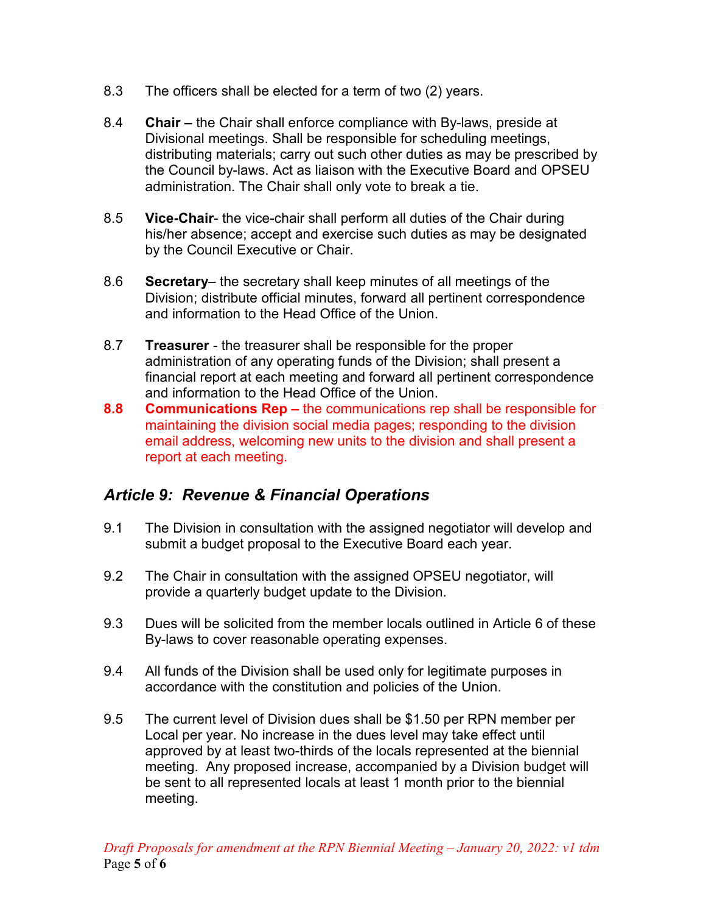8.3 The officers shall be elected for a term of two (2) years.

8.4 **Chair –** the Chair shall enforce compliance with By-laws, preside at Divisional meetings. Shall be responsible for scheduling meetings, distributing materials; carry out such other duties as may be prescribed by the Council by-laws. Act as liaison with the Executive Board and OPSEU administration. The Chair shall only vote to break a tie.

8.5 **Vice-Chair**- the vice-chair shall perform all duties of the Chair during his/her absence; accept and exercise such duties as may be designated by the Council Executive or Chair.

8.6 **Secretary**– the secretary shall keep minutes of all meetings of the Division; distribute official minutes, forward all pertinent correspondence and information to the Head Office of the Union.

8.7 **Treasurer** - the treasurer shall be responsible for the proper administration of any operating funds of the Division; shall present a financial report at each meeting and forward all pertinent correspondence and information to the Head Office of the Union.

**8.8** **Communications Rep –** the communications rep shall be responsible for maintaining the division social media pages; responding to the division email address, welcoming new units to the division and shall present a report at each meeting.

## *Article 9: Revenue & Financial Operations*

9.1 The Division in consultation with the assigned negotiator will develop and submit a budget proposal to the Executive Board each year.

9.2 The Chair in consultation with the assigned OPSEU negotiator, will provide a quarterly budget update to the Division.

9.3 Dues will be solicited from the member locals outlined in Article 6 of these By-laws to cover reasonable operating expenses.

9.4 All funds of the Division shall be used only for legitimate purposes in accordance with the constitution and policies of the Union.

9.5 The current level of Division dues shall be $1.50 per RPN member per Local per year. No increase in the dues level may take effect until approved by at least two-thirds of the locals represented at the biennial meeting. Any proposed increase, accompanied by a Division budget will be sent to all represented locals at least 1 month prior to the biennial meeting.

*Draft Proposals for amendment at the RPN Biennial Meeting – January 20, 2022: v1 tdm*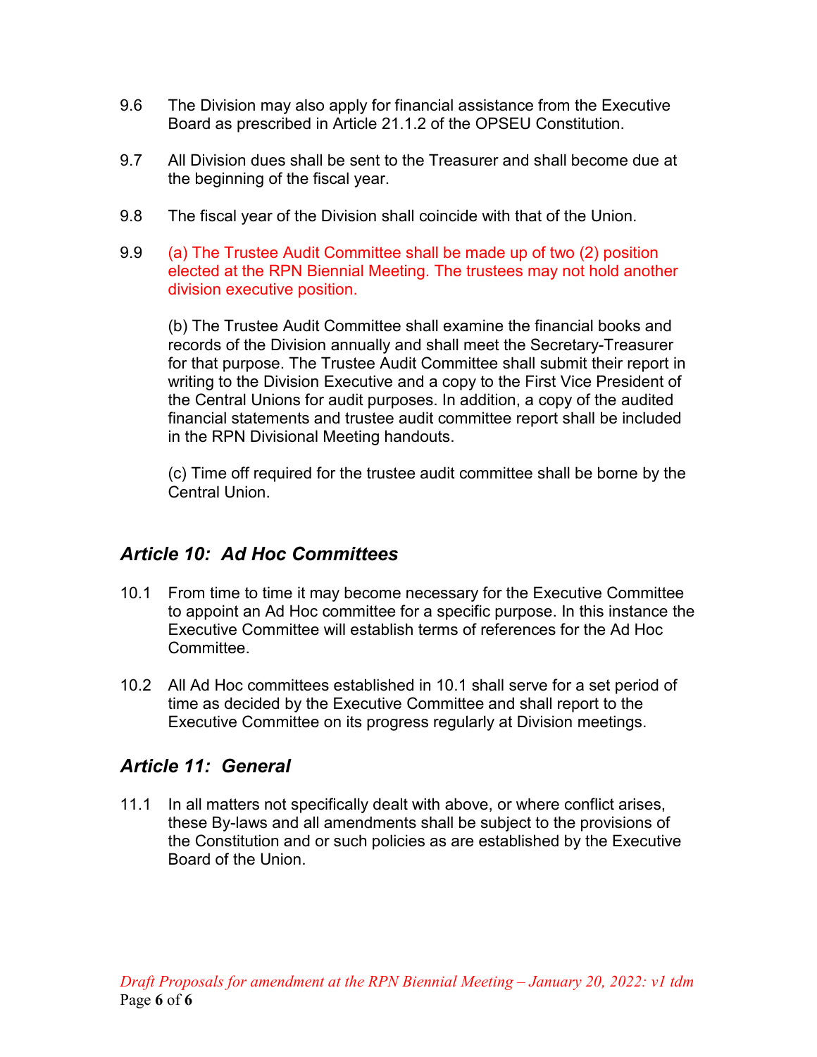9.6 The Division may also apply for financial assistance from the Executive Board as prescribed in Article 21.1.2 of the OPSEU Constitution.

9.7 All Division dues shall be sent to the Treasurer and shall become due at the beginning of the fiscal year.

9.8 The fiscal year of the Division shall coincide with that of the Union.

9.9 (a) The Trustee Audit Committee shall be made up of two (2) position elected at the RPN Biennial Meeting. The trustees may not hold another division executive position.

(b) The Trustee Audit Committee shall examine the financial books and records of the Division annually and shall meet the Secretary-Treasurer for that purpose. The Trustee Audit Committee shall submit their report in writing to the Division Executive and a copy to the First Vice President of the Central Unions for audit purposes. In addition, a copy of the audited financial statements and trustee audit committee report shall be included in the RPN Divisional Meeting handouts.

(c) Time off required for the trustee audit committee shall be borne by the Central Union.

## *Article 10: Ad Hoc Committees*

10.1 From time to time it may become necessary for the Executive Committee to appoint an Ad Hoc committee for a specific purpose. In this instance the Executive Committee will establish terms of references for the Ad Hoc Committee.

10.2 All Ad Hoc committees established in 10.1 shall serve for a set period of time as decided by the Executive Committee and shall report to the Executive Committee on its progress regularly at Division meetings.

## *Article 11: General*

11.1 In all matters not specifically dealt with above, or where conflict arises, these By-laws and all amendments shall be subject to the provisions of the Constitution and or such policies as are established by the Executive Board of the Union.